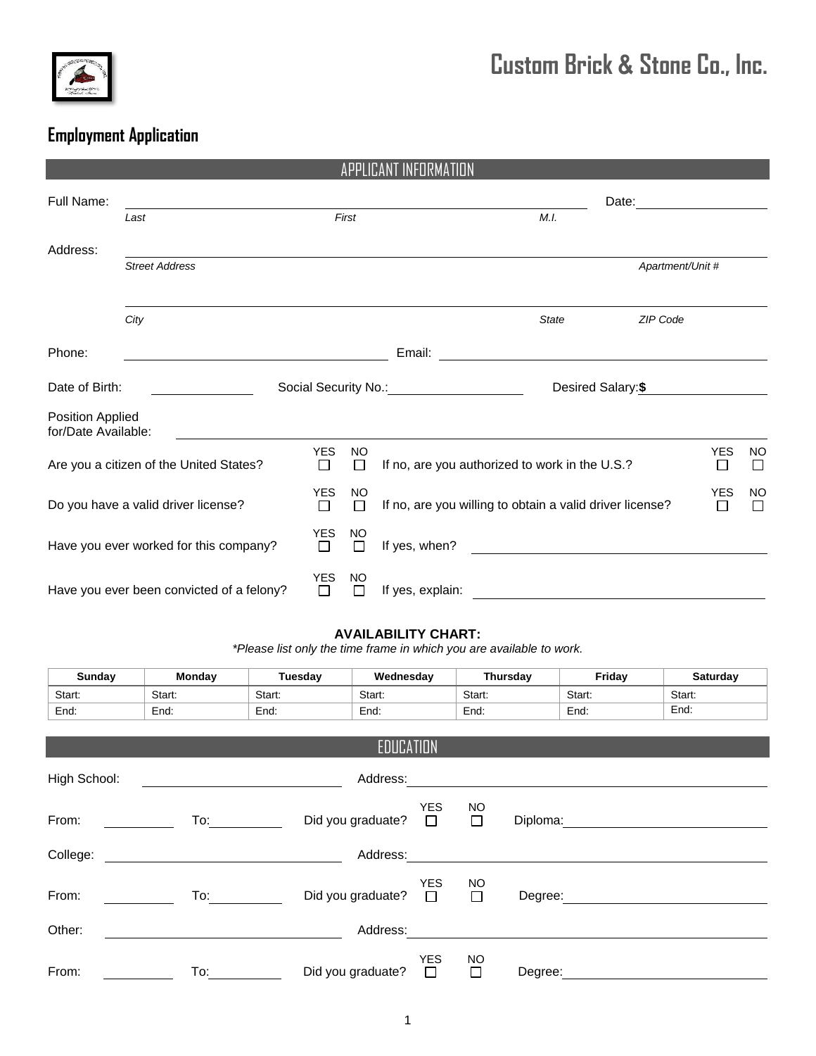# Custom Brick & Stone Co., Inc.

## Employment Application

### APPLICANT INFORMATION

Full Name: ______________________________________________ Date: ______________

*Last* *First* *M.I.*

Address: ______________________________________________________________

*Street Address* *Apartment/Unit #*

______________________________________________________________

*City* *State* *ZIP Code*

Phone: ______________________ Email: ______________________

Date of Birth: ______________ Social Security No.: ______________ Desired Salary: **$** ______________

Position Applied for/Date Available: ______________________________________________

Are you a citizen of the United States? YES ☐ NO ☐ If no, are you authorized to work in the U.S.? YES ☐ NO ☐

Do you have a valid driver license? YES ☐ NO ☐ If no, are you willing to obtain a valid driver license? YES ☐ NO ☐

Have you ever worked for this company? YES ☐ NO ☐ If yes, when? ______________________

Have you ever been convicted of a felony? YES ☐ NO ☐ If yes, explain: ______________________

**AVAILABILITY CHART:**

*\*Please list only the time frame in which you are available to work.*

| Sunday | Monday | Tuesday | Wednesday | Thursday | Friday | Saturday |
|---|---|---|---|---|---|---|
| Start: | Start: | Start: | Start: | Start: | Start: | Start: |
| End: | End: | End: | End: | End: | End: | End: |

### EDUCATION

High School: ______________________ Address: ______________________

From: __________ To: __________ Did you graduate? YES ☐ NO ☐ Diploma: ______________

College: ______________________ Address: ______________________

From: __________ To: __________ Did you graduate? YES ☐ NO ☐ Degree: ______________

Other: ______________________ Address: ______________________

From: __________ To: __________ Did you graduate? YES ☐ NO ☐ Degree: ______________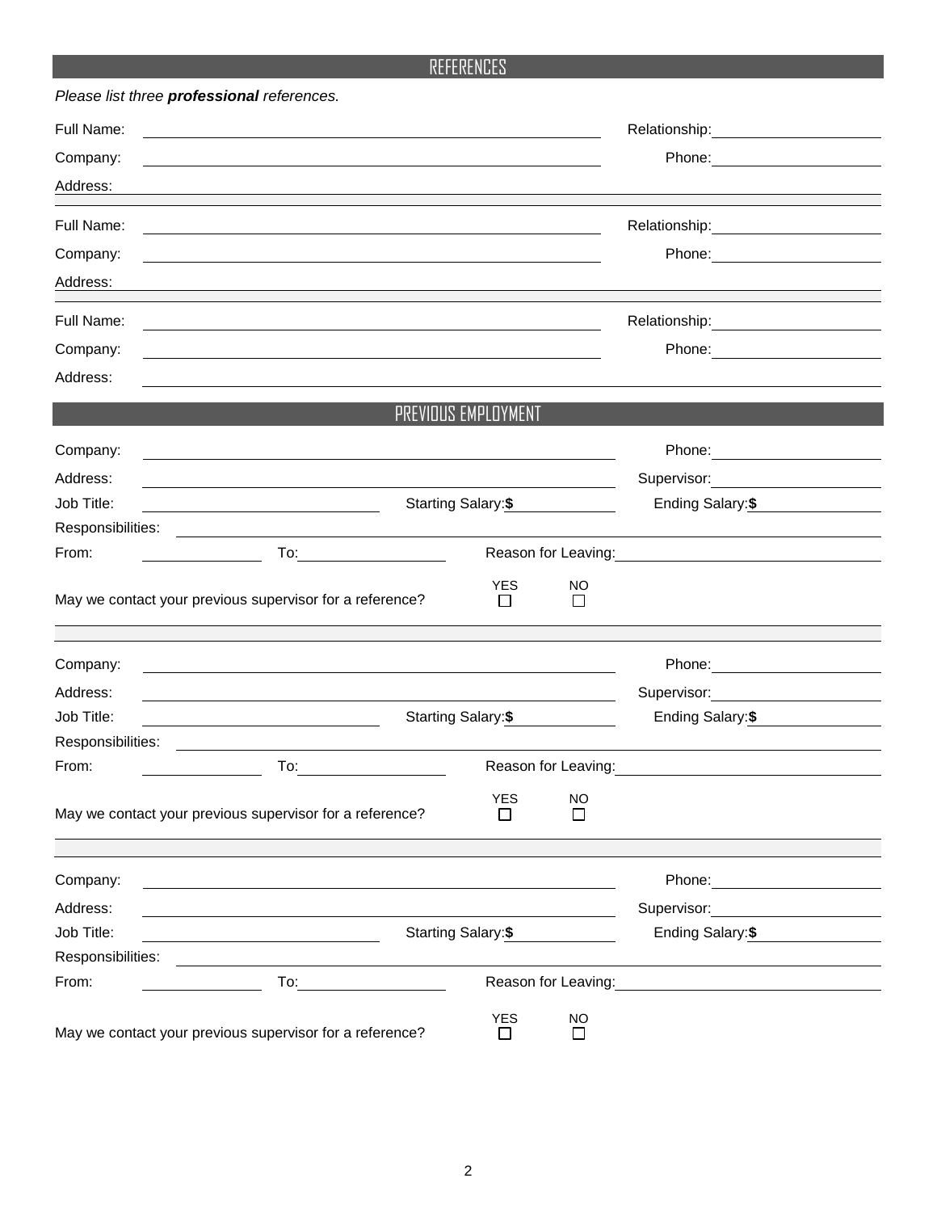## REFERENCES

*Please list three **professional** references.*

Full Name: ______________________________ Relationship: ______________

Company: ______________________________ Phone: ______________

Address: ______________________________________________

Full Name: ______________________________ Relationship: ______________

Company: ______________________________ Phone: ______________

Address: ______________________________________________

Full Name: ______________________________ Relationship: ______________

Company: ______________________________ Phone: ______________

Address: ______________________________________________

## PREVIOUS EMPLOYMENT

Company: ______________________________ Phone: ______________

Address: ______________________________ Supervisor: ______________

Job Title: ______________ Starting Salary: **$** ______________ Ending Salary: **$** ______________

Responsibilities: ______________________________________________

From: ______________ To: ______________ Reason for Leaving: ______________

May we contact your previous supervisor for a reference? YES ☐ NO ☐

Company: ______________________________ Phone: ______________

Address: ______________________________ Supervisor: ______________

Job Title: ______________ Starting Salary: **$** ______________ Ending Salary: **$** ______________

Responsibilities: ______________________________________________

From: ______________ To: ______________ Reason for Leaving: ______________

May we contact your previous supervisor for a reference? YES ☐ NO ☐

Company: ______________________________ Phone: ______________

Address: ______________________________ Supervisor: ______________

Job Title: ______________ Starting Salary: **$** ______________ Ending Salary: **$** ______________

Responsibilities: ______________________________________________

From: ______________ To: ______________ Reason for Leaving: ______________

May we contact your previous supervisor for a reference? YES ☐ NO ☐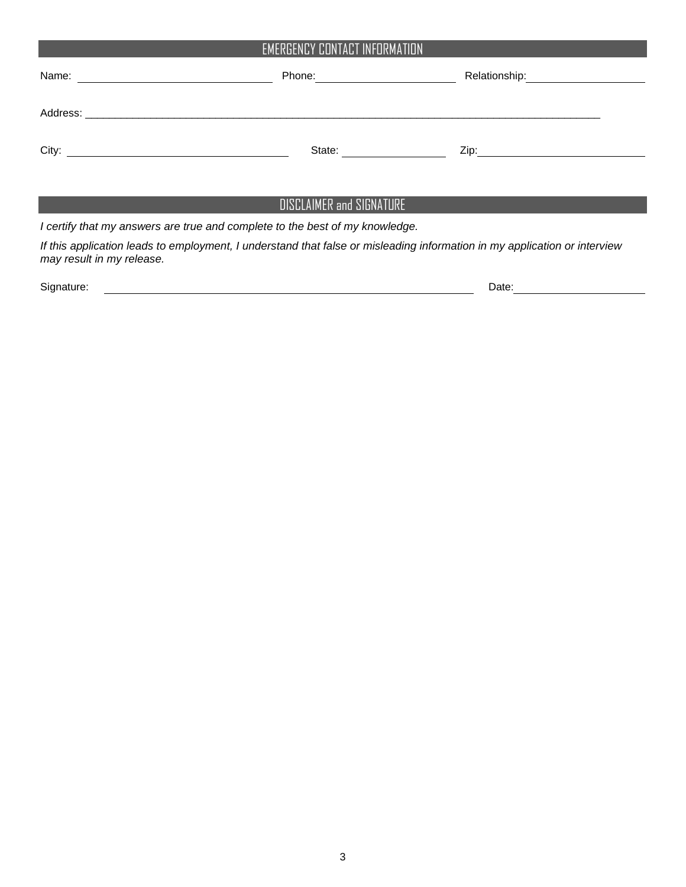## EMERGENCY CONTACT INFORMATION

Name: \_\_\_\_\_\_\_\_\_\_\_\_\_\_\_\_\_\_\_\_\_\_\_\_\_\_\_\_\_\_ Phone: \_\_\_\_\_\_\_\_\_\_\_\_\_\_\_\_\_\_\_\_\_\_ Relationship: \_\_\_\_\_\_\_\_\_\_\_\_\_\_\_\_\_\_\_\_

Address: \_\_\_\_\_\_\_\_\_\_\_\_\_\_\_\_\_\_\_\_\_\_\_\_\_\_\_\_\_\_\_\_\_\_\_\_\_\_\_\_\_\_\_\_\_\_\_\_\_\_\_\_\_\_\_\_\_\_\_\_\_\_\_\_\_\_\_\_\_\_\_\_\_\_\_\_\_\_\_\_\_\_\_\_\_\_\_\_\_\_\_\_\_\_\_\_\_\_\_\_

City: \_\_\_\_\_\_\_\_\_\_\_\_\_\_\_\_\_\_\_\_\_\_\_\_\_\_\_\_\_\_\_\_\_\_\_ State: \_\_\_\_\_\_\_\_\_\_\_\_\_\_\_\_ Zip: \_\_\_\_\_\_\_\_\_\_\_\_\_\_\_\_\_\_\_\_\_\_\_\_\_\_

## DISCLAIMER and SIGNATURE

*I certify that my answers are true and complete to the best of my knowledge.*

*If this application leads to employment, I understand that false or misleading information in my application or interview may result in my release.*

Signature: \_\_\_\_\_\_\_\_\_\_\_\_\_\_\_\_\_\_\_\_\_\_\_\_\_\_\_\_\_\_\_\_\_\_\_\_\_\_\_\_\_\_\_\_\_\_\_\_\_\_\_\_\_\_\_\_\_\_ Date: \_\_\_\_\_\_\_\_\_\_\_\_\_\_\_\_\_\_\_\_\_